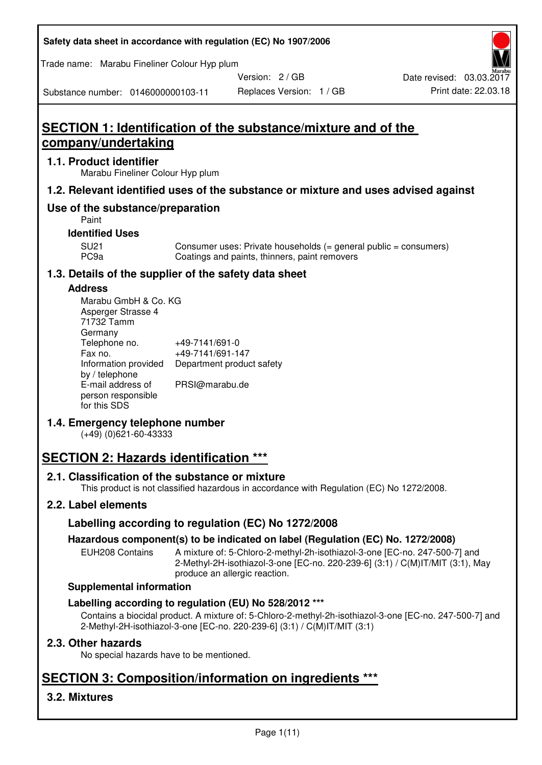Safety data sheet in accordance with regulation (EC) No 1907/2006

Trade name: Marabu Fineliner Colour Hyp plum

Substance number: 0146000000103-11

Version: 2 / GB

Replaces Version: 1 / GB

Date revised: 03.03.2017

Print date: 22.03.18

# SECTION 1: Identification of the substance/mixture and of the company/undertaking

## 1.1. Product identifier

Marabu Fineliner Colour Hyp plum

## 1.2. Relevant identified uses of the substance or mixture and uses advised against

## Use of the substance/preparation

Paint

### Identified Uses

| | |
|---|---|
| SU21 | Consumer uses: Private households (= general public = consumers) |
| PC9a | Coatings and paints, thinners, paint removers |

## 1.3. Details of the supplier of the safety data sheet

### Address

Marabu GmbH & Co. KG
Asperger Strasse 4
71732 Tamm
Germany

| | |
|---|---|
| Telephone no. | +49-7141/691-0 |
| Fax no. | +49-7141/691-147 |
| Information provided by / telephone | Department product safety |
| E-mail address of person responsible for this SDS | PRSI@marabu.de |

## 1.4. Emergency telephone number

(+49) (0)621-60-43333

# SECTION 2: Hazards identification ***

## 2.1. Classification of the substance or mixture

This product is not classified hazardous in accordance with Regulation (EC) No 1272/2008.

## 2.2. Label elements

### Labelling according to regulation (EC) No 1272/2008

### Hazardous component(s) to be indicated on label (Regulation (EC) No. 1272/2008)

| | |
|---|---|
| EUH208 Contains | A mixture of: 5-Chloro-2-methyl-2h-isothiazol-3-one [EC-no. 247-500-7] and 2-Methyl-2H-isothiazol-3-one [EC-no. 220-239-6] (3:1) / C(M)IT/MIT (3:1), May produce an allergic reaction. |

### Supplemental information

### Labelling according to regulation (EU) No 528/2012 ***

Contains a biocidal product. A mixture of: 5-Chloro-2-methyl-2h-isothiazol-3-one [EC-no. 247-500-7] and 2-Methyl-2H-isothiazol-3-one [EC-no. 220-239-6] (3:1) / C(M)IT/MIT (3:1)

## 2.3. Other hazards

No special hazards have to be mentioned.

# SECTION 3: Composition/information on ingredients ***

## 3.2. Mixtures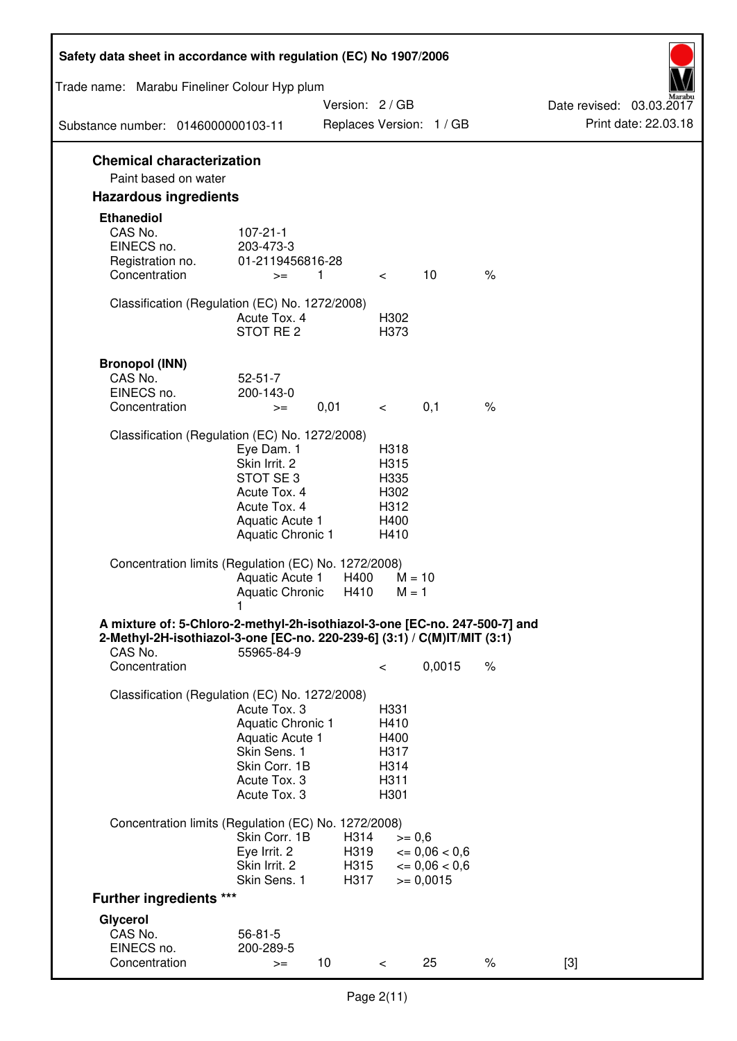## Chemical characterization

Paint based on water

## Hazardous ingredients

### Ethanediol

| | | | | | |
|---|---|---|---|---|---|
| CAS No. | 107-21-1 | | | | |
| EINECS no. | 203-473-3 | | | | |
| Registration no. | 01-2119456816-28 | | | | |
| Concentration | >= | 1 | < | 10 | % |

Classification (Regulation (EC) No. 1272/2008)

| | |
|---|---|
| Acute Tox. 4 | H302 |
| STOT RE 2 | H373 |

### Bronopol (INN)

| | | | | | |
|---|---|---|---|---|---|
| CAS No. | 52-51-7 | | | | |
| EINECS no. | 200-143-0 | | | | |
| Concentration | >= | 0,01 | < | 0,1 | % |

Classification (Regulation (EC) No. 1272/2008)

| | |
|---|---|
| Eye Dam. 1 | H318 |
| Skin Irrit. 2 | H315 |
| STOT SE 3 | H335 |
| Acute Tox. 4 | H302 |
| Acute Tox. 4 | H312 |
| Aquatic Acute 1 | H400 |
| Aquatic Chronic 1 | H410 |

Concentration limits (Regulation (EC) No. 1272/2008)

| | | |
|---|---|---|
| Aquatic Acute 1 | H400 | M = 10 |
| Aquatic Chronic 1 | H410 | M = 1 |

### A mixture of: 5-Chloro-2-methyl-2h-isothiazol-3-one [EC-no. 247-500-7] and 2-Methyl-2H-isothiazol-3-one [EC-no. 220-239-6] (3:1) / C(M)IT/MIT (3:1)

| | | | |
|---|---|---|---|
| CAS No. | 55965-84-9 | | |
| Concentration | < | 0,0015 | % |

Classification (Regulation (EC) No. 1272/2008)

| | |
|---|---|
| Acute Tox. 3 | H331 |
| Aquatic Chronic 1 | H410 |
| Aquatic Acute 1 | H400 |
| Skin Sens. 1 | H317 |
| Skin Corr. 1B | H314 |
| Acute Tox. 3 | H311 |
| Acute Tox. 3 | H301 |

Concentration limits (Regulation (EC) No. 1272/2008)

| | | |
|---|---|---|
| Skin Corr. 1B | H314 | >= 0,6 |
| Eye Irrit. 2 | H319 | <= 0,06 < 0,6 |
| Skin Irrit. 2 | H315 | <= 0,06 < 0,6 |
| Skin Sens. 1 | H317 | >= 0,0015 |

## Further ingredients ***

### Glycerol

| | | | | | | |
|---|---|---|---|---|---|---|
| CAS No. | 56-81-5 | | | | | |
| EINECS no. | 200-289-5 | | | | | |
| Concentration | >= | 10 | < | 25 | % | [3] |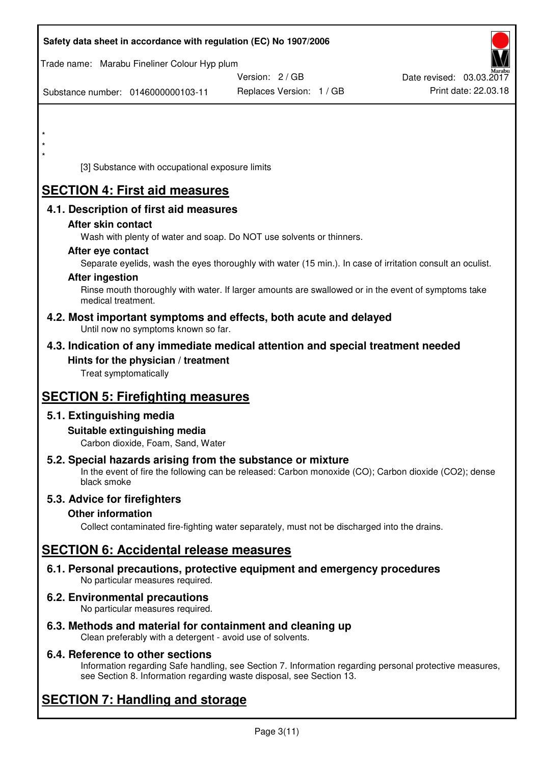\*
\*
\*

[3] Substance with occupational exposure limits

# SECTION 4: First aid measures

## 4.1. Description of first aid measures

### After skin contact

Wash with plenty of water and soap. Do NOT use solvents or thinners.

### After eye contact

Separate eyelids, wash the eyes thoroughly with water (15 min.). In case of irritation consult an oculist.

### After ingestion

Rinse mouth thoroughly with water. If larger amounts are swallowed or in the event of symptoms take medical treatment.

## 4.2. Most important symptoms and effects, both acute and delayed

Until now no symptoms known so far.

## 4.3. Indication of any immediate medical attention and special treatment needed

### Hints for the physician / treatment

Treat symptomatically

# SECTION 5: Firefighting measures

## 5.1. Extinguishing media

### Suitable extinguishing media

Carbon dioxide, Foam, Sand, Water

## 5.2. Special hazards arising from the substance or mixture

In the event of fire the following can be released: Carbon monoxide (CO); Carbon dioxide ($CO_2$); dense black smoke

## 5.3. Advice for firefighters

### Other information

Collect contaminated fire-fighting water separately, must not be discharged into the drains.

# SECTION 6: Accidental release measures

## 6.1. Personal precautions, protective equipment and emergency procedures

No particular measures required.

## 6.2. Environmental precautions

No particular measures required.

## 6.3. Methods and material for containment and cleaning up

Clean preferably with a detergent - avoid use of solvents.

## 6.4. Reference to other sections

Information regarding Safe handling, see Section 7. Information regarding personal protective measures, see Section 8. Information regarding waste disposal, see Section 13.

# SECTION 7: Handling and storage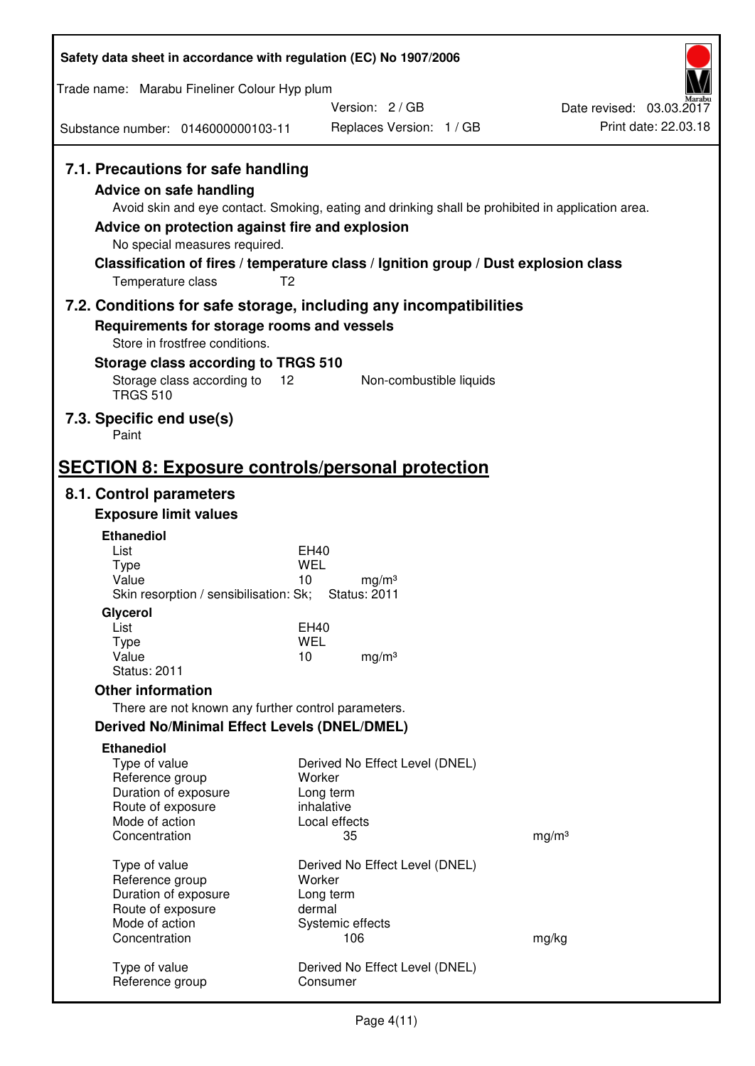## 7.1. Precautions for safe handling

### Advice on safe handling

Avoid skin and eye contact. Smoking, eating and drinking shall be prohibited in application area.

### Advice on protection against fire and explosion

No special measures required.

### Classification of fires / temperature class / Ignition group / Dust explosion class

Temperature class T2

## 7.2. Conditions for safe storage, including any incompatibilities

### Requirements for storage rooms and vessels

Store in frostfree conditions.

### Storage class according to TRGS 510

| | | |
|---|---|---|
| Storage class according to TRGS 510 | 12 | Non-combustible liquids |

## 7.3. Specific end use(s)

Paint

# SECTION 8: Exposure controls/personal protection

## 8.1. Control parameters

### Exposure limit values

**Ethanediol**

| | | |
|---|---|---|
| List | EH40 | |
| Type | WEL | |
| Value | 10 | mg/m³ |

Skin resorption / sensibilisation: Sk; Status: 2011

**Glycerol**

| | | |
|---|---|---|
| List | EH40 | |
| Type | WEL | |
| Value | 10 | mg/m³ |

Status: 2011

### Other information

There are not known any further control parameters.

### Derived No/Minimal Effect Levels (DNEL/DMEL)

**Ethanediol**

| | | |
|---|---|---|
| Type of value | Derived No Effect Level (DNEL) | |
| Reference group | Worker | |
| Duration of exposure | Long term | |
| Route of exposure | inhalative | |
| Mode of action | Local effects | |
| Concentration | 35 | mg/m³ |

| | | |
|---|---|---|
| Type of value | Derived No Effect Level (DNEL) | |
| Reference group | Worker | |
| Duration of exposure | Long term | |
| Route of exposure | dermal | |
| Mode of action | Systemic effects | |
| Concentration | 106 | mg/kg |

| | |
|---|---|
| Type of value | Derived No Effect Level (DNEL) |
| Reference group | Consumer |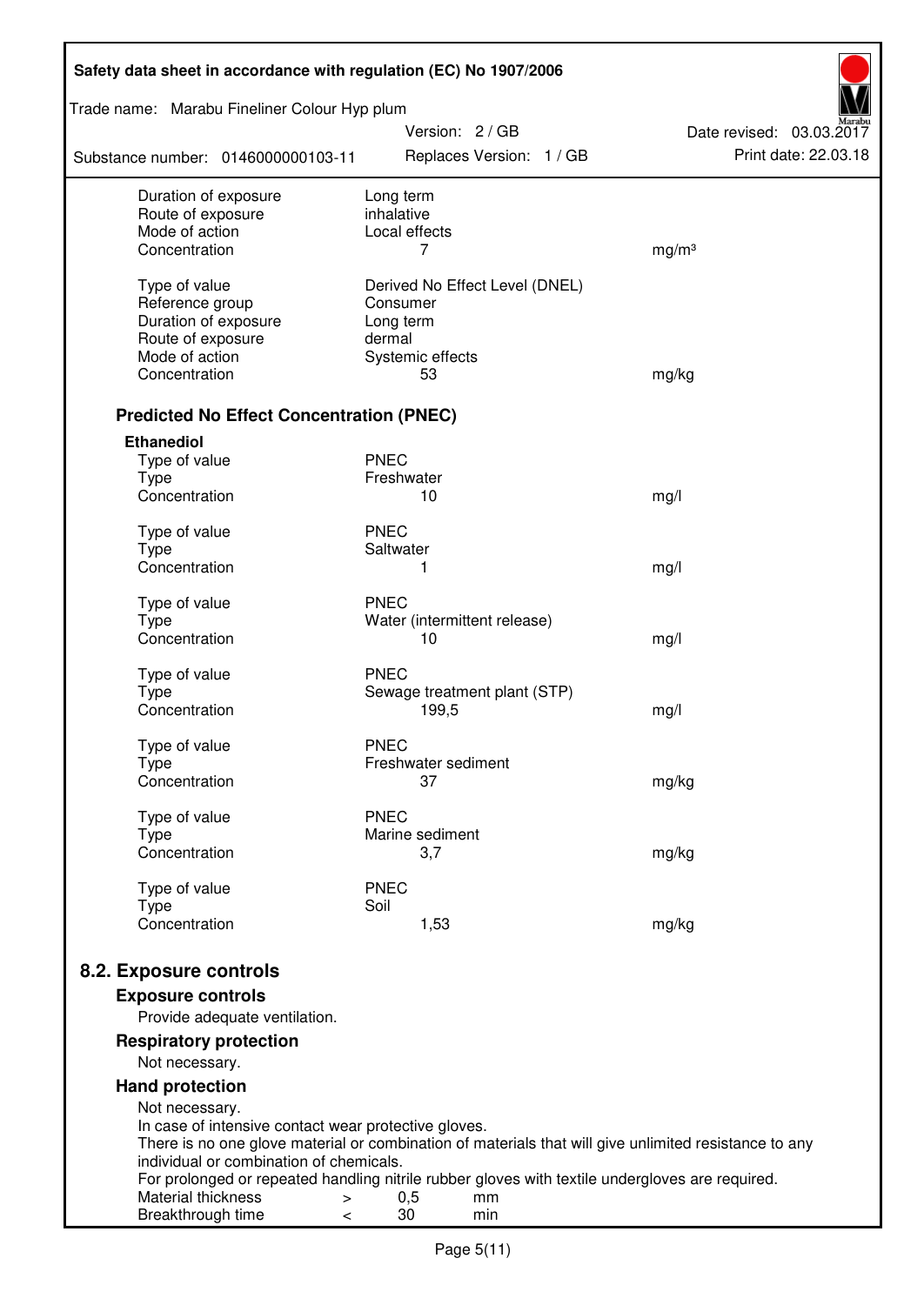| | | |
|---|---|---|
| Duration of exposure | Long term | |
| Route of exposure | inhalative | |
| Mode of action | Local effects | |
| Concentration | 7 | mg/m³ |
| | | |
| Type of value | Derived No Effect Level (DNEL) | |
| Reference group | Consumer | |
| Duration of exposure | Long term | |
| Route of exposure | dermal | |
| Mode of action | Systemic effects | |
| Concentration | 53 | mg/kg |

### Predicted No Effect Concentration (PNEC)

**Ethanediol**

| | | |
|---|---|---|
| Type of value | PNEC | |
| Type | Freshwater | |
| Concentration | 10 | mg/l |
| | | |
| Type of value | PNEC | |
| Type | Saltwater | |
| Concentration | 1 | mg/l |
| | | |
| Type of value | PNEC | |
| Type | Water (intermittent release) | |
| Concentration | 10 | mg/l |
| | | |
| Type of value | PNEC | |
| Type | Sewage treatment plant (STP) | |
| Concentration | 199,5 | mg/l |
| | | |
| Type of value | PNEC | |
| Type | Freshwater sediment | |
| Concentration | 37 | mg/kg |
| | | |
| Type of value | PNEC | |
| Type | Marine sediment | |
| Concentration | 3,7 | mg/kg |
| | | |
| Type of value | PNEC | |
| Type | Soil | |
| Concentration | 1,53 | mg/kg |

## 8.2. Exposure controls

### Exposure controls

Provide adequate ventilation.

### Respiratory protection

Not necessary.

### Hand protection

Not necessary.
In case of intensive contact wear protective gloves.
There is no one glove material or combination of materials that will give unlimited resistance to any individual or combination of chemicals.
For prolonged or repeated handling nitrile rubber gloves with textile undergloves are required.

| | | | |
|---|---|---|---|
| Material thickness | > | 0,5 | mm |
| Breakthrough time | < | 30 | min |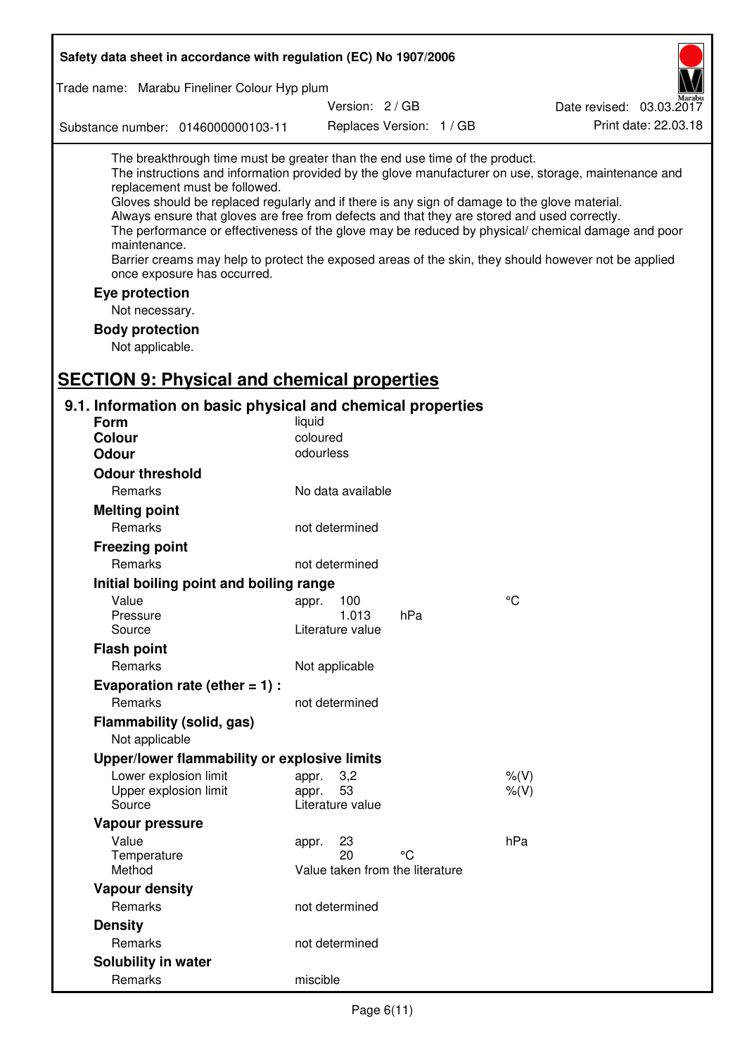The breakthrough time must be greater than the end use time of the product.
The instructions and information provided by the glove manufacturer on use, storage, maintenance and replacement must be followed.
Gloves should be replaced regularly and if there is any sign of damage to the glove material.
Always ensure that gloves are free from defects and that they are stored and used correctly.
The performance or effectiveness of the glove may be reduced by physical/ chemical damage and poor maintenance.
Barrier creams may help to protect the exposed areas of the skin, they should however not be applied once exposure has occurred.

**Eye protection**

Not necessary.

**Body protection**

Not applicable.

## SECTION 9: Physical and chemical properties

### 9.1. Information on basic physical and chemical properties

**Form** liquid

**Colour** coloured

**Odour** odourless

**Odour threshold**

| | | | |
|---|---|---|---|
| Remarks | No data available | | |

**Melting point**

| | | | |
|---|---|---|---|
| Remarks | not determined | | |

**Freezing point**

| | | | |
|---|---|---|---|
| Remarks | not determined | | |

**Initial boiling point and boiling range**

| | | | |
|---|---|---|---|
| Value | appr. 100 | | °C |
| Pressure | 1.013 | hPa | |
| Source | Literature value | | |

**Flash point**

| | | | |
|---|---|---|---|
| Remarks | Not applicable | | |

**Evaporation rate (ether = 1) :**

| | | | |
|---|---|---|---|
| Remarks | not determined | | |

**Flammability (solid, gas)**

Not applicable

**Upper/lower flammability or explosive limits**

| | | | |
|---|---|---|---|
| Lower explosion limit | appr. 3,2 | | %(V) |
| Upper explosion limit | appr. 53 | | %(V) |
| Source | Literature value | | |

**Vapour pressure**

| | | | |
|---|---|---|---|
| Value | appr. 23 | | hPa |
| Temperature | 20 | °C | |
| Method | Value taken from the literature | | |

**Vapour density**

| | | | |
|---|---|---|---|
| Remarks | not determined | | |

**Density**

| | | | |
|---|---|---|---|
| Remarks | not determined | | |

**Solubility in water**

| | | | |
|---|---|---|---|
| Remarks | miscible | | |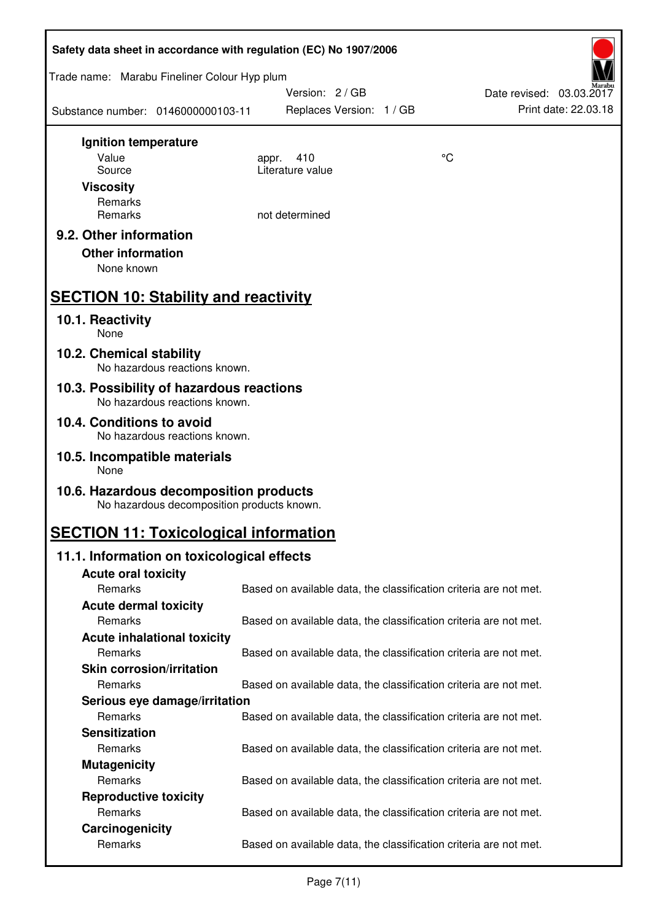**Ignition temperature**

| | | |
|---|---|---|
| Value | appr. 410 | °C |
| Source | Literature value | |

**Viscosity**

| | |
|---|---|
| Remarks | |
| Remarks | not determined |

### 9.2. Other information

**Other information**

None known

## SECTION 10: Stability and reactivity

### 10.1. Reactivity

None

### 10.2. Chemical stability

No hazardous reactions known.

### 10.3. Possibility of hazardous reactions

No hazardous reactions known.

### 10.4. Conditions to avoid

No hazardous reactions known.

### 10.5. Incompatible materials

None

### 10.6. Hazardous decomposition products

No hazardous decomposition products known.

## SECTION 11: Toxicological information

### 11.1. Information on toxicological effects

**Acute oral toxicity**

Remarks: Based on available data, the classification criteria are not met.

**Acute dermal toxicity**

Remarks: Based on available data, the classification criteria are not met.

**Acute inhalational toxicity**

Remarks: Based on available data, the classification criteria are not met.

**Skin corrosion/irritation**

Remarks: Based on available data, the classification criteria are not met.

**Serious eye damage/irritation**

Remarks: Based on available data, the classification criteria are not met.

**Sensitization**

Remarks: Based on available data, the classification criteria are not met.

**Mutagenicity**

Remarks: Based on available data, the classification criteria are not met.

**Reproductive toxicity**

Remarks: Based on available data, the classification criteria are not met.

**Carcinogenicity**

Remarks: Based on available data, the classification criteria are not met.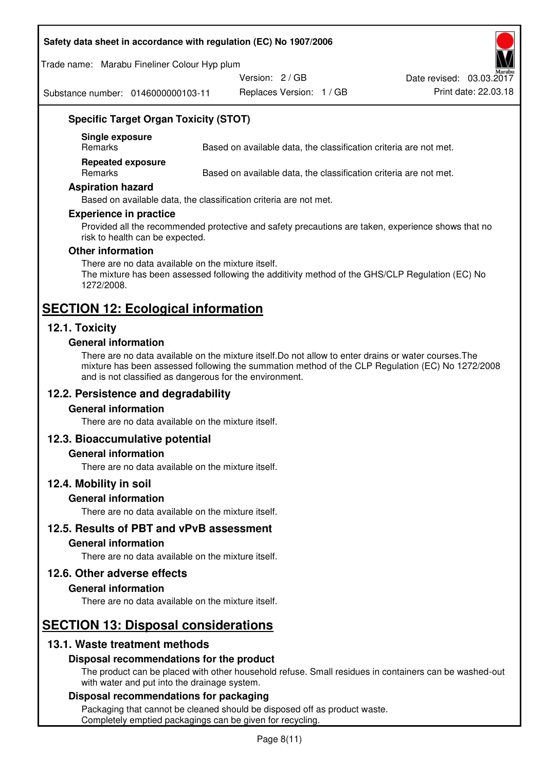### Specific Target Organ Toxicity (STOT)

**Single exposure**

| Remarks | Based on available data, the classification criteria are not met. |
|---|---|

**Repeated exposure**

| Remarks | Based on available data, the classification criteria are not met. |
|---|---|

### Aspiration hazard

Based on available data, the classification criteria are not met.

### Experience in practice

Provided all the recommended protective and safety precautions are taken, experience shows that no risk to health can be expected.

### Other information

There are no data available on the mixture itself.
The mixture has been assessed following the additivity method of the GHS/CLP Regulation (EC) No 1272/2008.

# SECTION 12: Ecological information

## 12.1. Toxicity

### General information

There are no data available on the mixture itself.Do not allow to enter drains or water courses.The mixture has been assessed following the summation method of the CLP Regulation (EC) No 1272/2008 and is not classified as dangerous for the environment.

## 12.2. Persistence and degradability

### General information

There are no data available on the mixture itself.

## 12.3. Bioaccumulative potential

### General information

There are no data available on the mixture itself.

## 12.4. Mobility in soil

### General information

There are no data available on the mixture itself.

## 12.5. Results of PBT and vPvB assessment

### General information

There are no data available on the mixture itself.

## 12.6. Other adverse effects

### General information

There are no data available on the mixture itself.

# SECTION 13: Disposal considerations

## 13.1. Waste treatment methods

### Disposal recommendations for the product

The product can be placed with other household refuse. Small residues in containers can be washed-out with water and put into the drainage system.

### Disposal recommendations for packaging

Packaging that cannot be cleaned should be disposed off as product waste.
Completely emptied packagings can be given for recycling.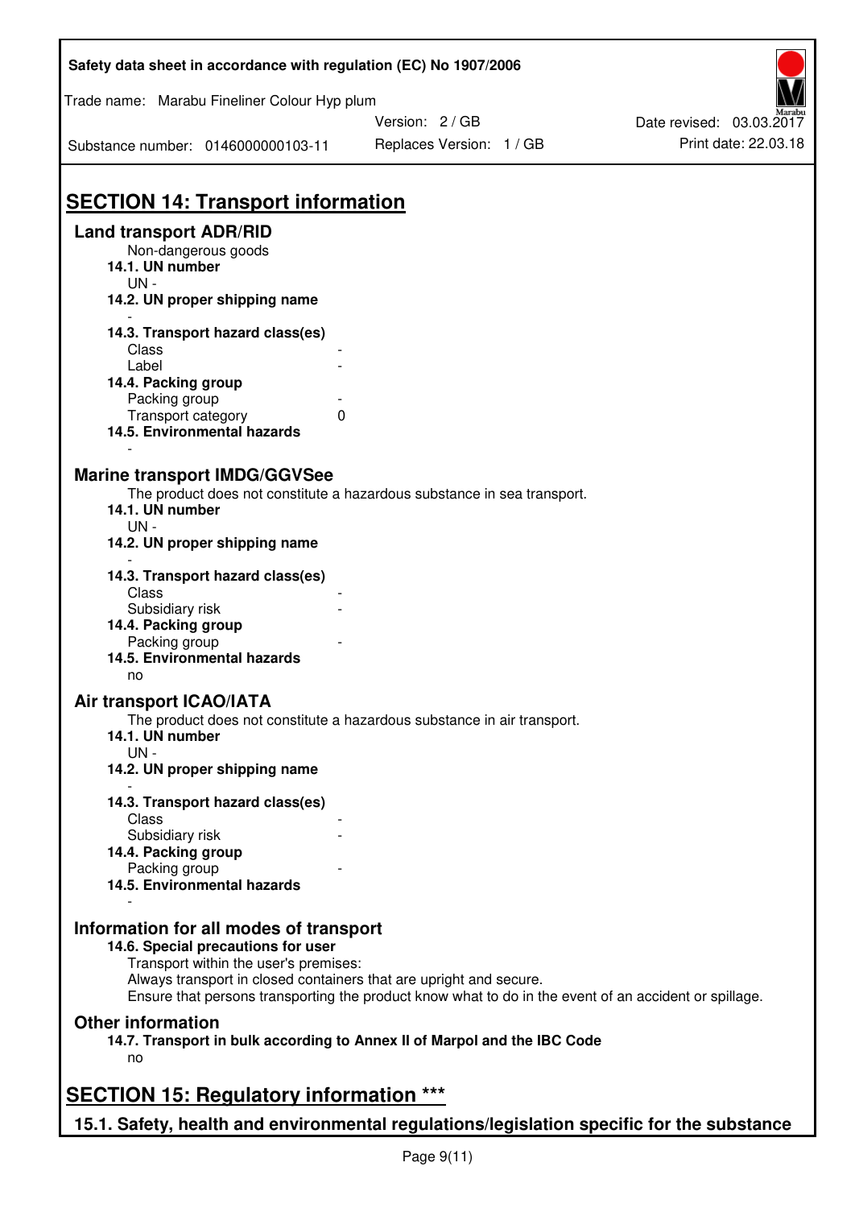# SECTION 14: Transport information

## Land transport ADR/RID

Non-dangerous goods

**14.1. UN number**

UN -

**14.2. UN proper shipping name**

-

**14.3. Transport hazard class(es)**

| | |
|---|---|
| Class | - |
| Label | - |

**14.4. Packing group**

| | |
|---|---|
| Packing group | - |
| Transport category | 0 |

**14.5. Environmental hazards**

-

## Marine transport IMDG/GGVSee

The product does not constitute a hazardous substance in sea transport.

**14.1. UN number**

UN -

**14.2. UN proper shipping name**

-

**14.3. Transport hazard class(es)**

| | |
|---|---|
| Class | - |
| Subsidiary risk | - |

**14.4. Packing group**

| | |
|---|---|
| Packing group | - |

**14.5. Environmental hazards**

no

## Air transport ICAO/IATA

The product does not constitute a hazardous substance in air transport.

**14.1. UN number**

UN -

**14.2. UN proper shipping name**

-

**14.3. Transport hazard class(es)**

| | |
|---|---|
| Class | - |
| Subsidiary risk | - |

**14.4. Packing group**

| | |
|---|---|
| Packing group | - |

**14.5. Environmental hazards**

-

## Information for all modes of transport

**14.6. Special precautions for user**

Transport within the user's premises:
Always transport in closed containers that are upright and secure.
Ensure that persons transporting the product know what to do in the event of an accident or spillage.

## Other information

**14.7. Transport in bulk according to Annex II of Marpol and the IBC Code**

no

# SECTION 15: Regulatory information ***

## 15.1. Safety, health and environmental regulations/legislation specific for the substance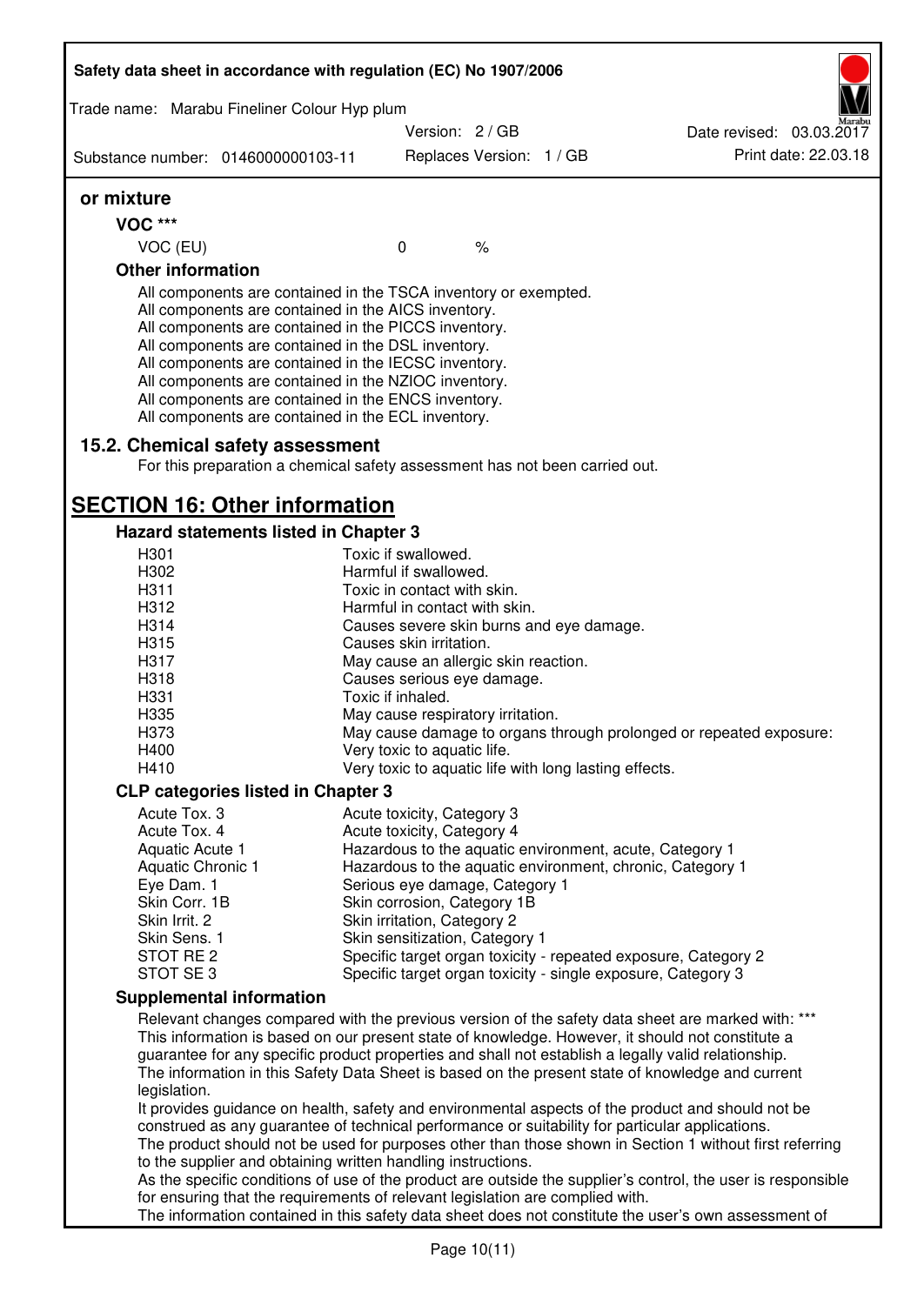**or mixture**

**VOC *****

| VOC (EU) | 0 | % |
|---|---|---|

**Other information**

All components are contained in the TSCA inventory or exempted.
All components are contained in the AICS inventory.
All components are contained in the PICCS inventory.
All components are contained in the DSL inventory.
All components are contained in the IECSC inventory.
All components are contained in the NZIOC inventory.
All components are contained in the ENCS inventory.
All components are contained in the ECL inventory.

### 15.2. Chemical safety assessment

For this preparation a chemical safety assessment has not been carried out.

## SECTION 16: Other information

### Hazard statements listed in Chapter 3

| | |
|---|---|
| H301 | Toxic if swallowed. |
| H302 | Harmful if swallowed. |
| H311 | Toxic in contact with skin. |
| H312 | Harmful in contact with skin. |
| H314 | Causes severe skin burns and eye damage. |
| H315 | Causes skin irritation. |
| H317 | May cause an allergic skin reaction. |
| H318 | Causes serious eye damage. |
| H331 | Toxic if inhaled. |
| H335 | May cause respiratory irritation. |
| H373 | May cause damage to organs through prolonged or repeated exposure: |
| H400 | Very toxic to aquatic life. |
| H410 | Very toxic to aquatic life with long lasting effects. |

### CLP categories listed in Chapter 3

| | |
|---|---|
| Acute Tox. 3 | Acute toxicity, Category 3 |
| Acute Tox. 4 | Acute toxicity, Category 4 |
| Aquatic Acute 1 | Hazardous to the aquatic environment, acute, Category 1 |
| Aquatic Chronic 1 | Hazardous to the aquatic environment, chronic, Category 1 |
| Eye Dam. 1 | Serious eye damage, Category 1 |
| Skin Corr. 1B | Skin corrosion, Category 1B |
| Skin Irrit. 2 | Skin irritation, Category 2 |
| Skin Sens. 1 | Skin sensitization, Category 1 |
| STOT RE 2 | Specific target organ toxicity - repeated exposure, Category 2 |
| STOT SE 3 | Specific target organ toxicity - single exposure, Category 3 |

### Supplemental information

Relevant changes compared with the previous version of the safety data sheet are marked with: ***
This information is based on our present state of knowledge. However, it should not constitute a guarantee for any specific product properties and shall not establish a legally valid relationship.
The information in this Safety Data Sheet is based on the present state of knowledge and current legislation.
It provides guidance on health, safety and environmental aspects of the product and should not be construed as any guarantee of technical performance or suitability for particular applications.
The product should not be used for purposes other than those shown in Section 1 without first referring to the supplier and obtaining written handling instructions.
As the specific conditions of use of the product are outside the supplier's control, the user is responsible for ensuring that the requirements of relevant legislation are complied with.
The information contained in this safety data sheet does not constitute the user's own assessment of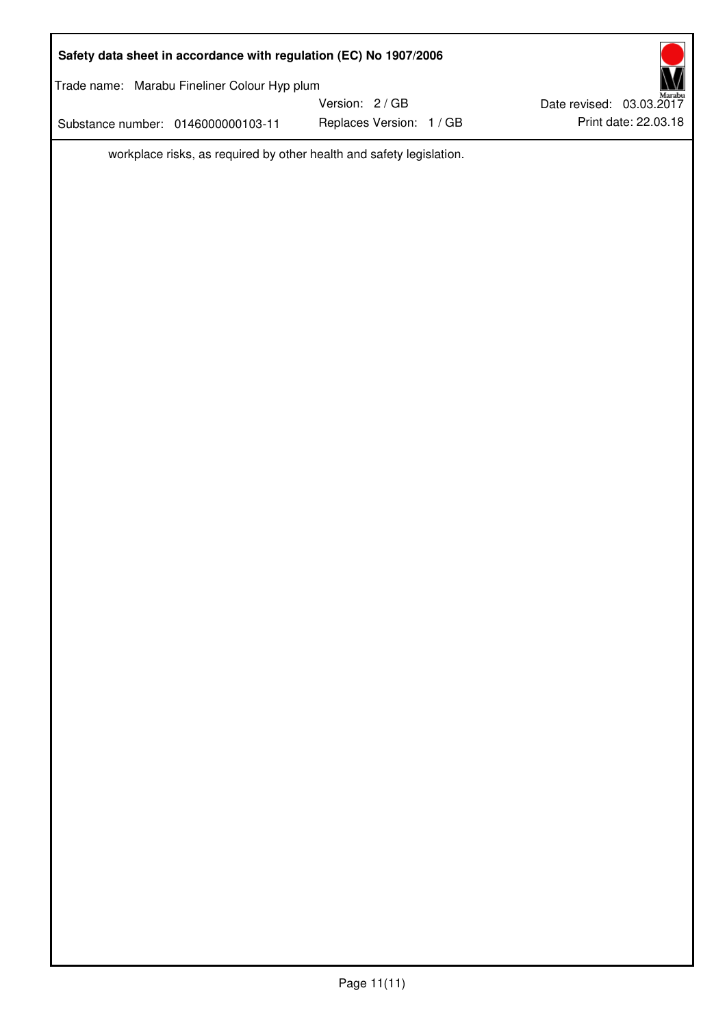workplace risks, as required by other health and safety legislation.